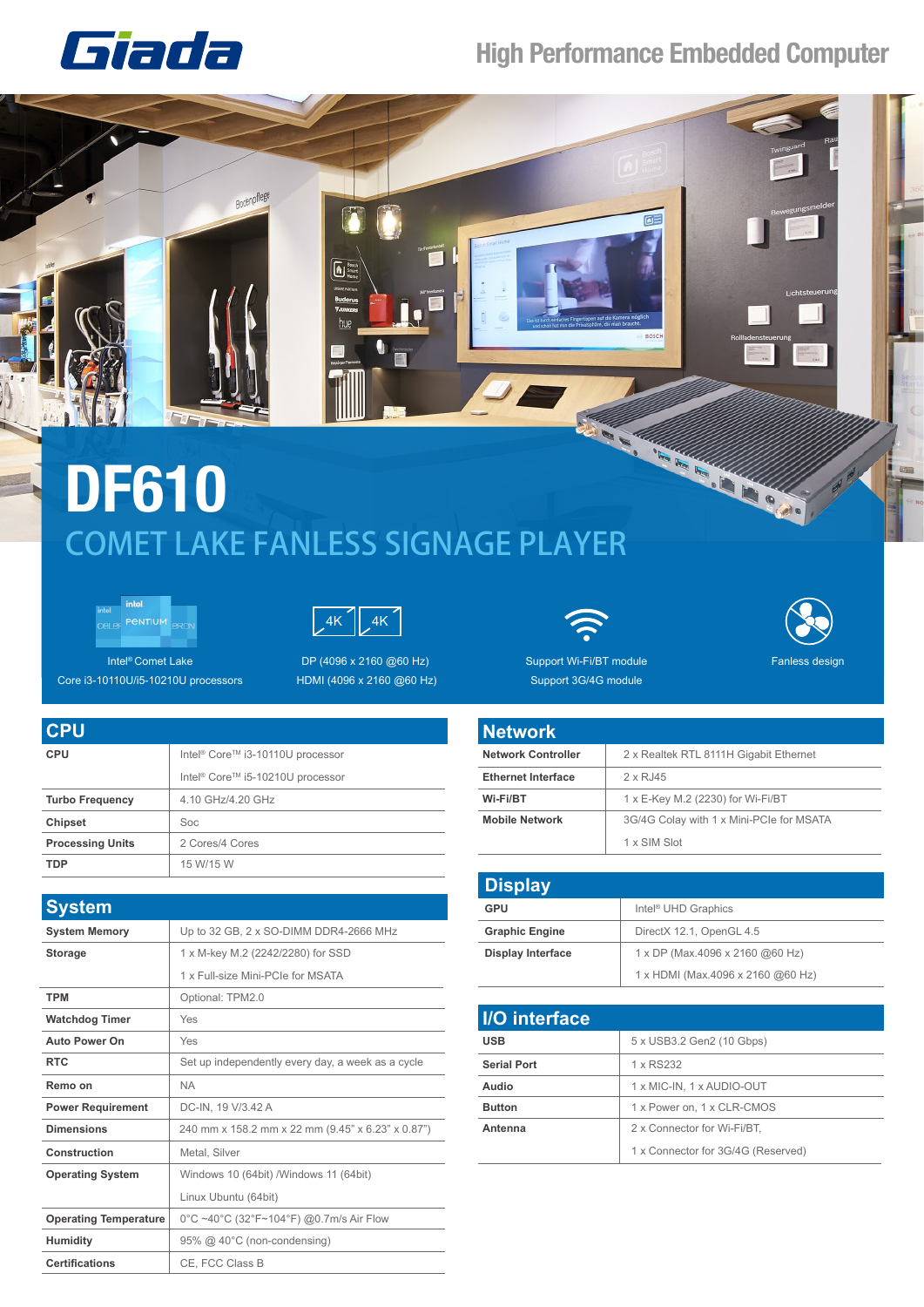Giada

High Performance Embedded Computer

# DF610

## COMET LAKE FANLESS SIGNAGE PLAYER

Intel® Comet Lake
Core i3-10110U/i5-10210U processors

DP (4096 x 2160 @60 Hz)
HDMI (4096 x 2160 @60 Hz)

Support Wi-Fi/BT module
Support 3G/4G module

Fanless design

## CPU

| | |
|---|---|
| **CPU** | Intel® Core™ i3-10110U processor |
| | Intel® Core™ i5-10210U processor |
| **Turbo Frequency** | 4.10 GHz/4.20 GHz |
| **Chipset** | Soc |
| **Processing Units** | 2 Cores/4 Cores |
| **TDP** | 15 W/15 W |

## System

| | |
|---|---|
| **System Memory** | Up to 32 GB, 2 x SO-DIMM DDR4-2666 MHz |
| **Storage** | 1 x M-key M.2 (2242/2280) for SSD |
| | 1 x Full-size Mini-PCIe for MSATA |
| **TPM** | Optional: TPM2.0 |
| **Watchdog Timer** | Yes |
| **Auto Power On** | Yes |
| **RTC** | Set up independently every day, a week as a cycle |
| **Remo on** | NA |
| **Power Requirement** | DC-IN, 19 V/3.42 A |
| **Dimensions** | 240 mm x 158.2 mm x 22 mm (9.45" x 6.23" x 0.87") |
| **Construction** | Metal, Silver |
| **Operating System** | Windows 10 (64bit) /Windows 11 (64bit) |
| | Linux Ubuntu (64bit) |
| **Operating Temperature** | 0°C ~40°C (32°F~104°F) @0.7m/s Air Flow |
| **Humidity** | 95% @ 40°C (non-condensing) |
| **Certifications** | CE, FCC Class B |

## Network

| | |
|---|---|
| **Network Controller** | 2 x Realtek RTL 8111H Gigabit Ethernet |
| **Ethernet Interface** | 2 x RJ45 |
| **Wi-Fi/BT** | 1 x E-Key M.2 (2230) for Wi-Fi/BT |
| **Mobile Network** | 3G/4G Colay with 1 x Mini-PCIe for MSATA |
| | 1 x SIM Slot |

## Display

| | |
|---|---|
| **GPU** | Intel® UHD Graphics |
| **Graphic Engine** | DirectX 12.1, OpenGL 4.5 |
| **Display Interface** | 1 x DP (Max.4096 x 2160 @60 Hz) |
| | 1 x HDMI (Max.4096 x 2160 @60 Hz) |

## I/O interface

| | |
|---|---|
| **USB** | 5 x USB3.2 Gen2 (10 Gbps) |
| **Serial Port** | 1 x RS232 |
| **Audio** | 1 x MIC-IN, 1 x AUDIO-OUT |
| **Button** | 1 x Power on, 1 x CLR-CMOS |
| **Antenna** | 2 x Connector for Wi-Fi/BT, |
| | 1 x Connector for 3G/4G (Reserved) |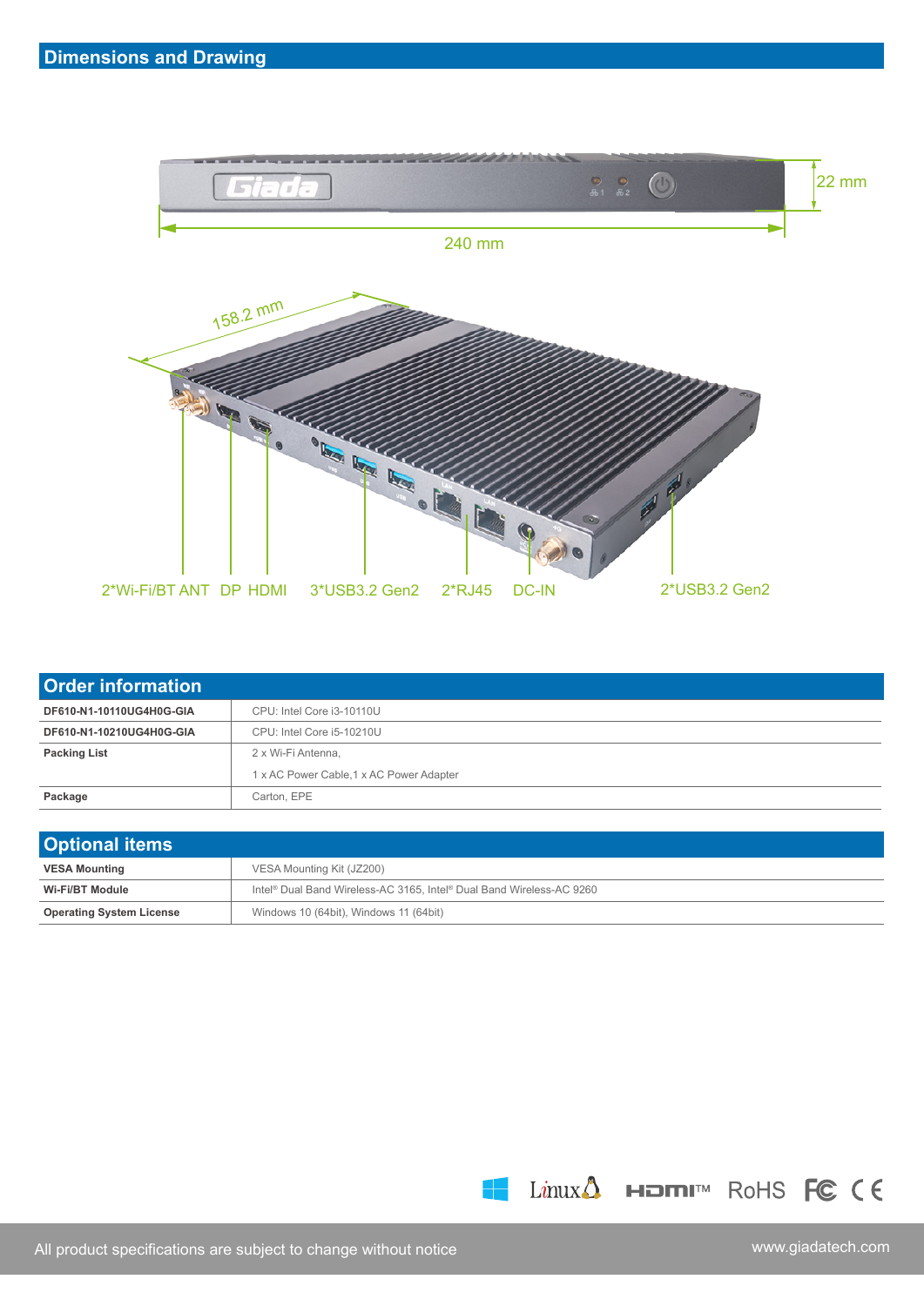## Dimensions and Drawing

22 mm

240 mm

158.2 mm

2*Wi-Fi/BT ANT DP HDMI 3*USB3.2 Gen2 2*RJ45 DC-IN 2*USB3.2 Gen2

## Order information

| | |
|---|---|
| **DF610-N1-10110UG4H0G-GIA** | CPU: Intel Core i3-10110U |
| **DF610-N1-10210UG4H0G-GIA** | CPU: Intel Core i5-10210U |
| **Packing List** | 2 x Wi-Fi Antenna,<br>1 x AC Power Cable,1 x AC Power Adapter |
| **Package** | Carton, EPE |

## Optional items

| | |
|---|---|
| **VESA Mounting** | VESA Mounting Kit (JZ200) |
| **Wi-Fi/BT Module** | Intel® Dual Band Wireless-AC 3165, Intel® Dual Band Wireless-AC 9260 |
| **Operating System License** | Windows 10 (64bit), Windows 11 (64bit) |

Linux HDMI™ RoHS FC CE

All product specifications are subject to change without notice

www.giadatech.com